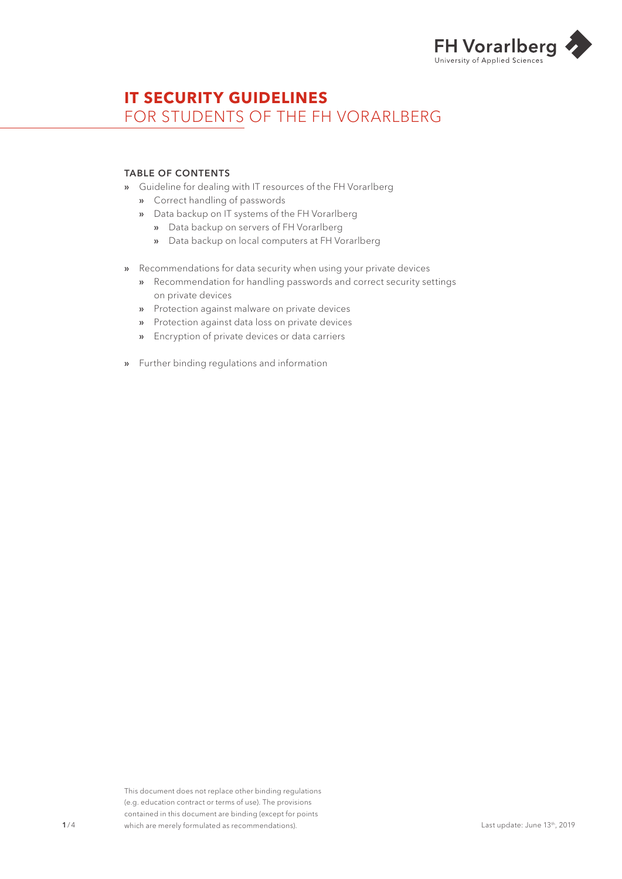# IT SECURITY GUIDELINES
## FOR STUDENTS OF THE FH VORARLBERG

### TABLE OF CONTENTS

- Guideline for dealing with IT resources of the FH Vorarlberg
  - Correct handling of passwords
  - Data backup on IT systems of the FH Vorarlberg
    - Data backup on servers of FH Vorarlberg
    - Data backup on local computers at FH Vorarlberg
- Recommendations for data security when using your private devices
  - Recommendation for handling passwords and correct security settings on private devices
  - Protection against malware on private devices
  - Protection against data loss on private devices
  - Encryption of private devices or data carriers
- Further binding regulations and information

This document does not replace other binding regulations (e.g. education contract or terms of use). The provisions contained in this document are binding (except for points which are merely formulated as recommendations).

Last update: June 13th, 2019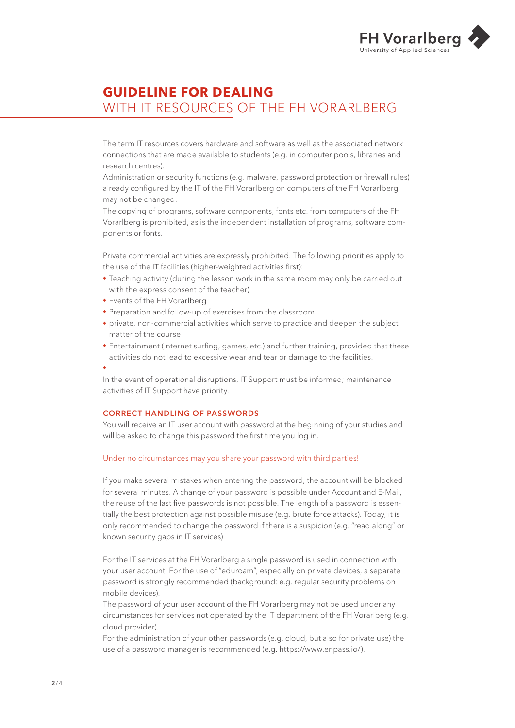# GUIDELINE FOR DEALING WITH IT RESOURCES OF THE FH VORARLBERG

The term IT resources covers hardware and software as well as the associated network connections that are made available to students (e.g. in computer pools, libraries and research centres).
Administration or security functions (e.g. malware, password protection or firewall rules) already configured by the IT of the FH Vorarlberg on computers of the FH Vorarlberg may not be changed.
The copying of programs, software components, fonts etc. from computers of the FH Vorarlberg is prohibited, as is the independent installation of programs, software components or fonts.

Private commercial activities are expressly prohibited. The following priorities apply to the use of the IT facilities (higher-weighted activities first):

- Teaching activity (during the lesson work in the same room may only be carried out with the express consent of the teacher)
- Events of the FH Vorarlberg
- Preparation and follow-up of exercises from the classroom
- private, non-commercial activities which serve to practice and deepen the subject matter of the course
- Entertainment (Internet surfing, games, etc.) and further training, provided that these activities do not lead to excessive wear and tear or damage to the facilities.

In the event of operational disruptions, IT Support must be informed; maintenance activities of IT Support have priority.

### CORRECT HANDLING OF PASSWORDS

You will receive an IT user account with password at the beginning of your studies and will be asked to change this password the first time you log in.

Under no circumstances may you share your password with third parties!

If you make several mistakes when entering the password, the account will be blocked for several minutes. A change of your password is possible under Account and E-Mail, the reuse of the last five passwords is not possible. The length of a password is essentially the best protection against possible misuse (e.g. brute force attacks). Today, it is only recommended to change the password if there is a suspicion (e.g. "read along" or known security gaps in IT services).

For the IT services at the FH Vorarlberg a single password is used in connection with your user account. For the use of "eduroam", especially on private devices, a separate password is strongly recommended (background: e.g. regular security problems on mobile devices).
The password of your user account of the FH Vorarlberg may not be used under any circumstances for services not operated by the IT department of the FH Vorarlberg (e.g. cloud provider).
For the administration of your other passwords (e.g. cloud, but also for private use) the use of a password manager is recommended (e.g. https://www.enpass.io/).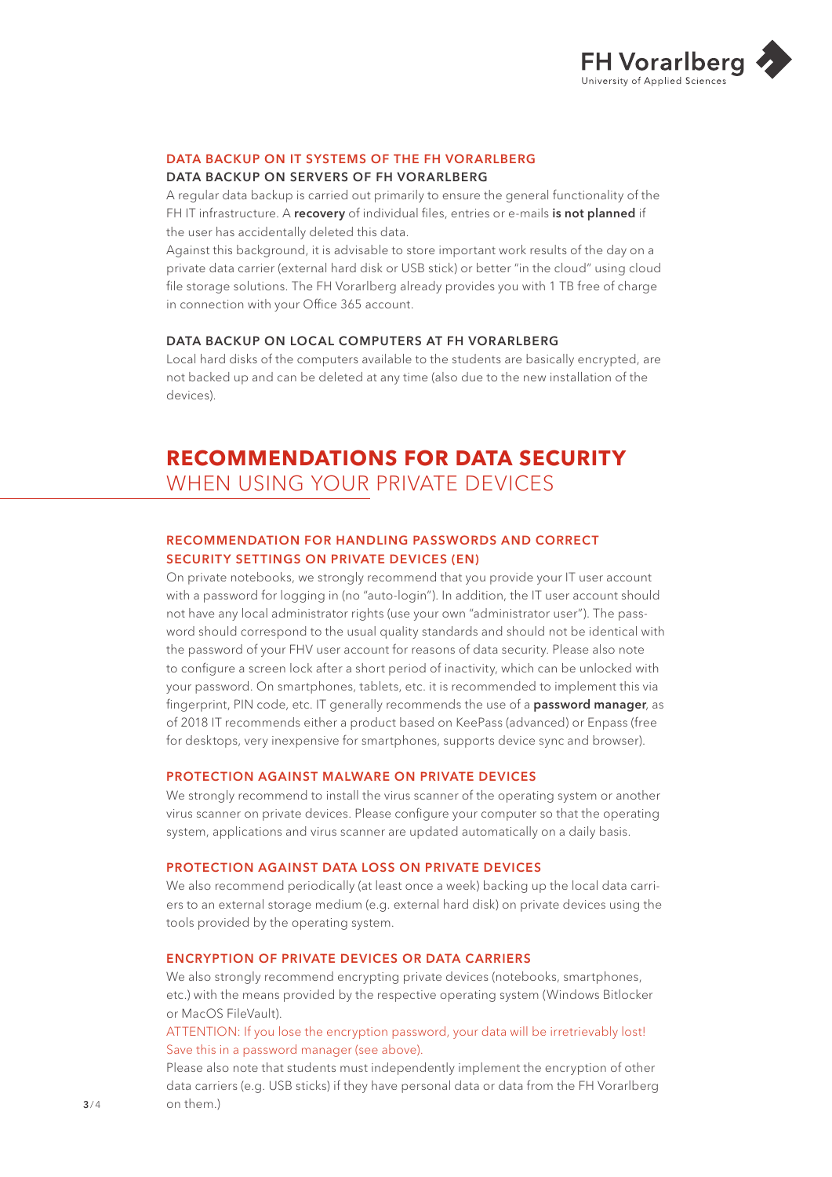## DATA BACKUP ON IT SYSTEMS OF THE FH VORARLBERG

### DATA BACKUP ON SERVERS OF FH VORARLBERG

A regular data backup is carried out primarily to ensure the general functionality of the FH IT infrastructure. A **recovery** of individual files, entries or e-mails **is not planned** if the user has accidentally deleted this data.

Against this background, it is advisable to store important work results of the day on a private data carrier (external hard disk or USB stick) or better "in the cloud" using cloud file storage solutions. The FH Vorarlberg already provides you with 1 TB free of charge in connection with your Office 365 account.

### DATA BACKUP ON LOCAL COMPUTERS AT FH VORARLBERG

Local hard disks of the computers available to the students are basically encrypted, are not backed up and can be deleted at any time (also due to the new installation of the devices).

# RECOMMENDATIONS FOR DATA SECURITY WHEN USING YOUR PRIVATE DEVICES

### RECOMMENDATION FOR HANDLING PASSWORDS AND CORRECT SECURITY SETTINGS ON PRIVATE DEVICES (EN)

On private notebooks, we strongly recommend that you provide your IT user account with a password for logging in (no "auto-login"). In addition, the IT user account should not have any local administrator rights (use your own "administrator user"). The password should correspond to the usual quality standards and should not be identical with the password of your FHV user account for reasons of data security. Please also note to configure a screen lock after a short period of inactivity, which can be unlocked with your password. On smartphones, tablets, etc. it is recommended to implement this via fingerprint, PIN code, etc. IT generally recommends the use of a **password manager**, as of 2018 IT recommends either a product based on KeePass (advanced) or Enpass (free for desktops, very inexpensive for smartphones, supports device sync and browser).

### PROTECTION AGAINST MALWARE ON PRIVATE DEVICES

We strongly recommend to install the virus scanner of the operating system or another virus scanner on private devices. Please configure your computer so that the operating system, applications and virus scanner are updated automatically on a daily basis.

### PROTECTION AGAINST DATA LOSS ON PRIVATE DEVICES

We also recommend periodically (at least once a week) backing up the local data carriers to an external storage medium (e.g. external hard disk) on private devices using the tools provided by the operating system.

### ENCRYPTION OF PRIVATE DEVICES OR DATA CARRIERS

We also strongly recommend encrypting private devices (notebooks, smartphones, etc.) with the means provided by the respective operating system (Windows Bitlocker or MacOS FileVault).

ATTENTION: If you lose the encryption password, your data will be irretrievably lost! Save this in a password manager (see above).

Please also note that students must independently implement the encryption of other data carriers (e.g. USB sticks) if they have personal data or data from the FH Vorarlberg on them.)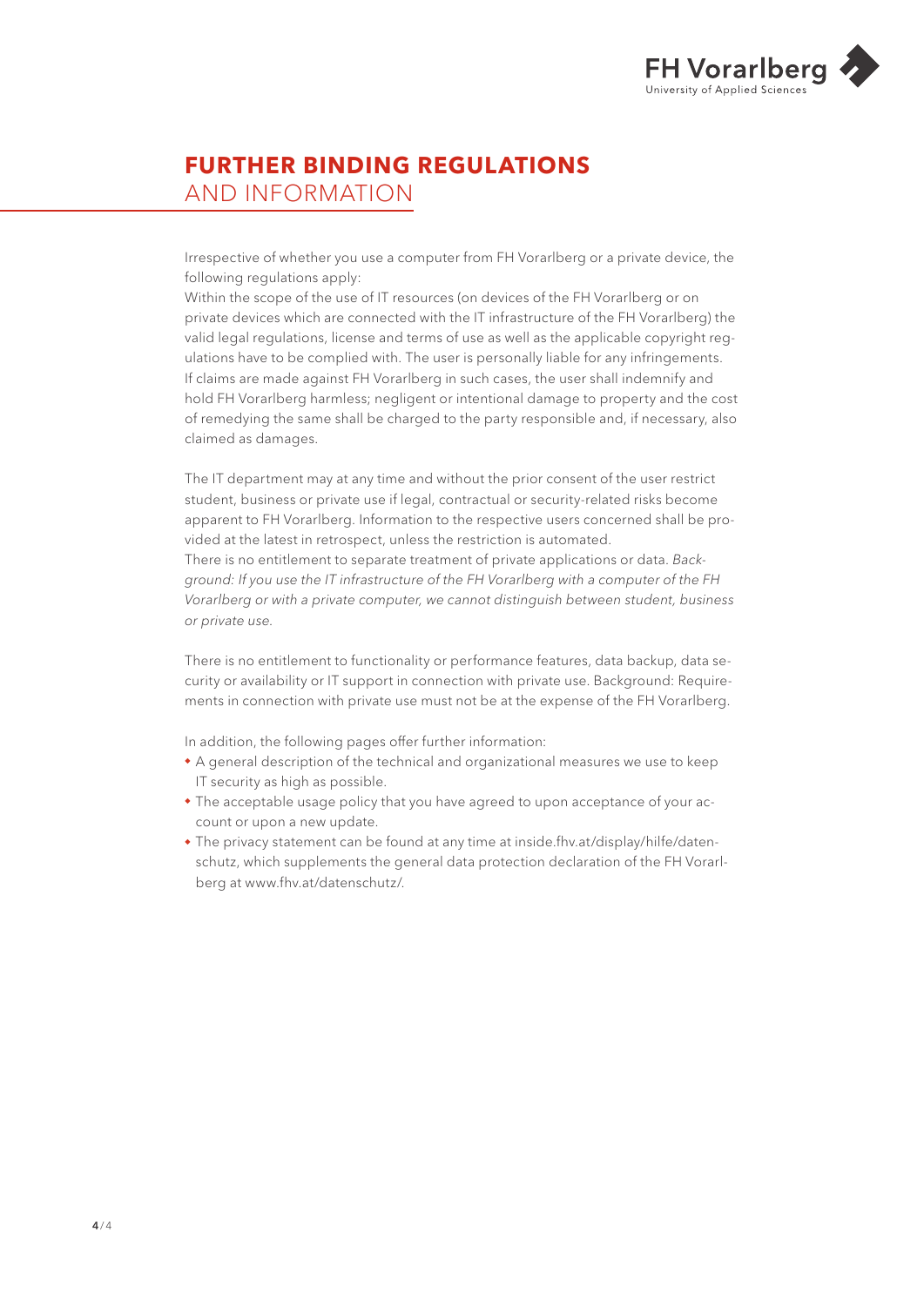# **FURTHER BINDING REGULATIONS** AND INFORMATION

Irrespective of whether you use a computer from FH Vorarlberg or a private device, the following regulations apply:

Within the scope of the use of IT resources (on devices of the FH Vorarlberg or on private devices which are connected with the IT infrastructure of the FH Vorarlberg) the valid legal regulations, license and terms of use as well as the applicable copyright regulations have to be complied with. The user is personally liable for any infringements. If claims are made against FH Vorarlberg in such cases, the user shall indemnify and hold FH Vorarlberg harmless; negligent or intentional damage to property and the cost of remedying the same shall be charged to the party responsible and, if necessary, also claimed as damages.

The IT department may at any time and without the prior consent of the user restrict student, business or private use if legal, contractual or security-related risks become apparent to FH Vorarlberg. Information to the respective users concerned shall be provided at the latest in retrospect, unless the restriction is automated.

There is no entitlement to separate treatment of private applications or data. *Background: If you use the IT infrastructure of the FH Vorarlberg with a computer of the FH Vorarlberg or with a private computer, we cannot distinguish between student, business or private use.*

There is no entitlement to functionality or performance features, data backup, data security or availability or IT support in connection with private use. Background: Requirements in connection with private use must not be at the expense of the FH Vorarlberg.

In addition, the following pages offer further information:

- A general description of the technical and organizational measures we use to keep IT security as high as possible.
- The acceptable usage policy that you have agreed to upon acceptance of your account or upon a new update.
- The privacy statement can be found at any time at inside.fhv.at/display/hilfe/datenschutz, which supplements the general data protection declaration of the FH Vorarlberg at www.fhv.at/datenschutz/.